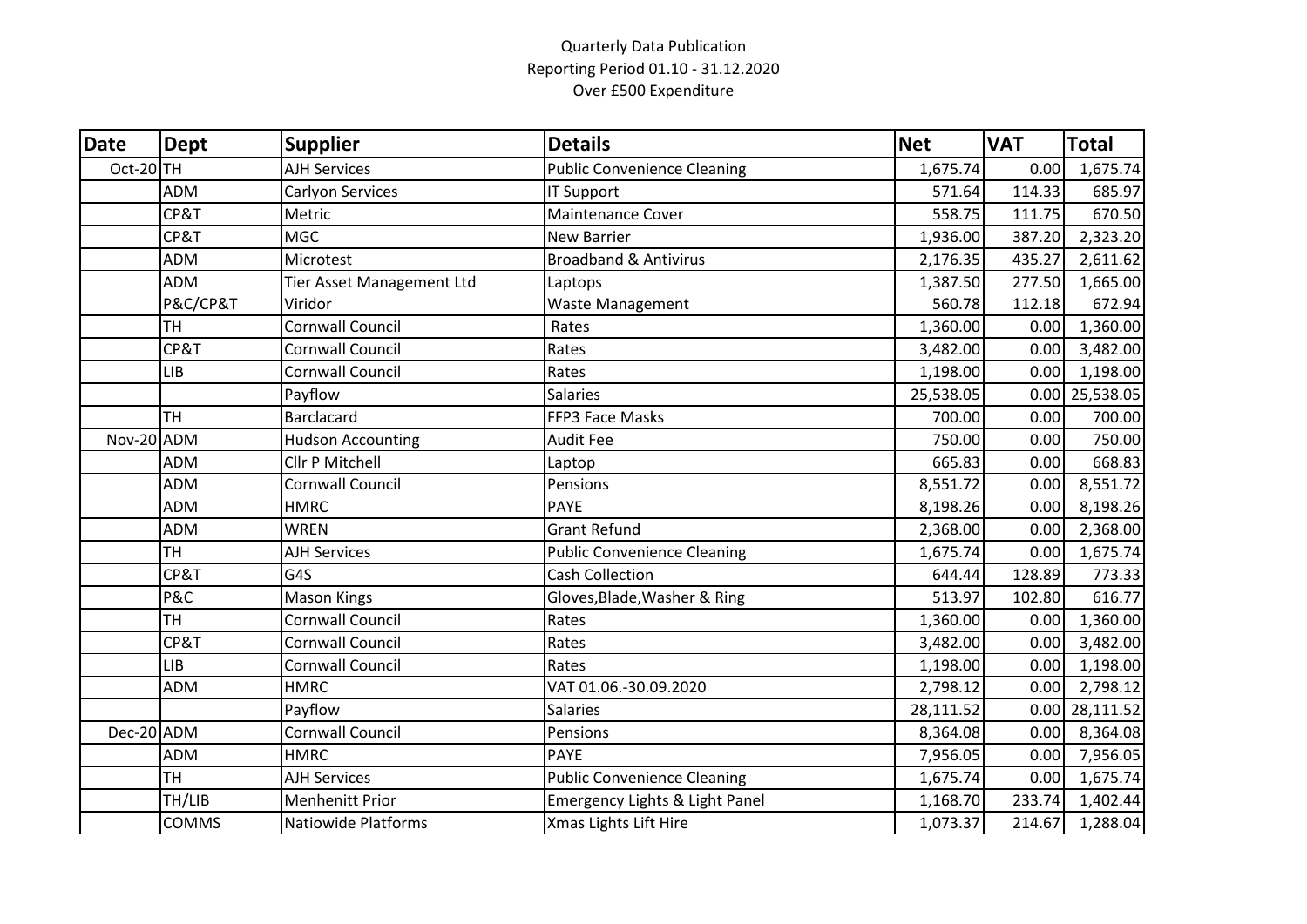Quarterly Data Publication
Reporting Period 01.10 - 31.12.2020
Over £500 Expenditure

| Date | Dept | Supplier | Details | Net | VAT | Total |
|---|---|---|---|---|---|---|
| Oct-20 | TH | AJH Services | Public Convenience Cleaning | 1,675.74 | 0.00 | 1,675.74 |
| | ADM | Carlyon Services | IT Support | 571.64 | 114.33 | 685.97 |
| | CP&T | Metric | Maintenance Cover | 558.75 | 111.75 | 670.50 |
| | CP&T | MGC | New Barrier | 1,936.00 | 387.20 | 2,323.20 |
| | ADM | Microtest | Broadband & Antivirus | 2,176.35 | 435.27 | 2,611.62 |
| | ADM | Tier Asset Management Ltd | Laptops | 1,387.50 | 277.50 | 1,665.00 |
| | P&C/CP&T | Viridor | Waste Management | 560.78 | 112.18 | 672.94 |
| | TH | Cornwall Council | Rates | 1,360.00 | 0.00 | 1,360.00 |
| | CP&T | Cornwall Council | Rates | 3,482.00 | 0.00 | 3,482.00 |
| | LIB | Cornwall Council | Rates | 1,198.00 | 0.00 | 1,198.00 |
| | | Payflow | Salaries | 25,538.05 | 0.00 | 25,538.05 |
| | TH | Barclacard | FFP3 Face Masks | 700.00 | 0.00 | 700.00 |
| Nov-20 | ADM | Hudson Accounting | Audit Fee | 750.00 | 0.00 | 750.00 |
| | ADM | Cllr P Mitchell | Laptop | 665.83 | 0.00 | 668.83 |
| | ADM | Cornwall Council | Pensions | 8,551.72 | 0.00 | 8,551.72 |
| | ADM | HMRC | PAYE | 8,198.26 | 0.00 | 8,198.26 |
| | ADM | WREN | Grant Refund | 2,368.00 | 0.00 | 2,368.00 |
| | TH | AJH Services | Public Convenience Cleaning | 1,675.74 | 0.00 | 1,675.74 |
| | CP&T | G4S | Cash Collection | 644.44 | 128.89 | 773.33 |
| | P&C | Mason Kings | Gloves,Blade,Washer & Ring | 513.97 | 102.80 | 616.77 |
| | TH | Cornwall Council | Rates | 1,360.00 | 0.00 | 1,360.00 |
| | CP&T | Cornwall Council | Rates | 3,482.00 | 0.00 | 3,482.00 |
| | LIB | Cornwall Council | Rates | 1,198.00 | 0.00 | 1,198.00 |
| | ADM | HMRC | VAT 01.06.-30.09.2020 | 2,798.12 | 0.00 | 2,798.12 |
| | | Payflow | Salaries | 28,111.52 | 0.00 | 28,111.52 |
| Dec-20 | ADM | Cornwall Council | Pensions | 8,364.08 | 0.00 | 8,364.08 |
| | ADM | HMRC | PAYE | 7,956.05 | 0.00 | 7,956.05 |
| | TH | AJH Services | Public Convenience Cleaning | 1,675.74 | 0.00 | 1,675.74 |
| | TH/LIB | Menhenitt Prior | Emergency Lights & Light Panel | 1,168.70 | 233.74 | 1,402.44 |
| | COMMS | Natiowide Platforms | Xmas Lights Lift Hire | 1,073.37 | 214.67 | 1,288.04 |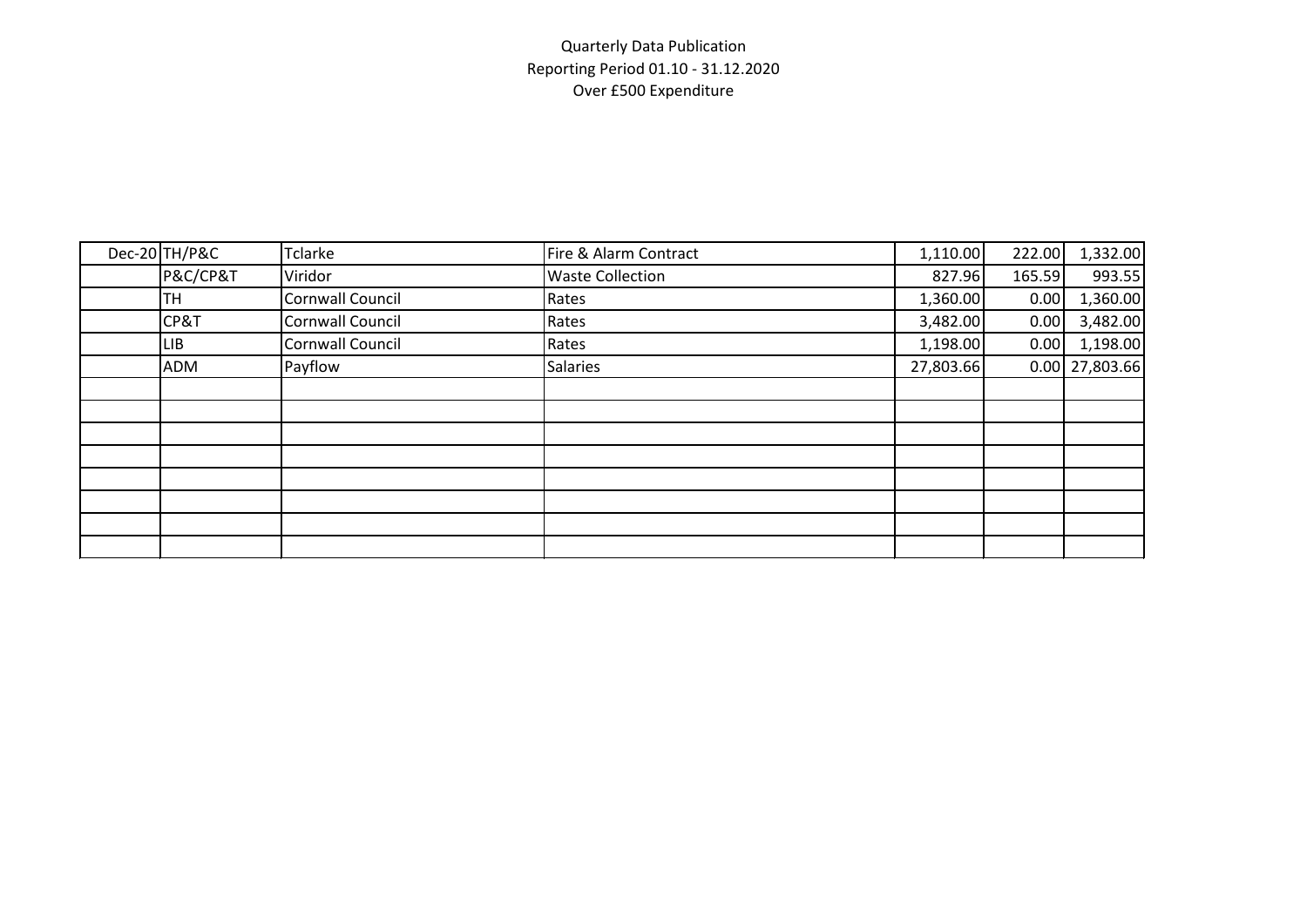Quarterly Data Publication
Reporting Period 01.10 - 31.12.2020
Over £500 Expenditure

| | | | | | | |
|---|---|---|---|---|---|---|
| Dec-20 | TH/P&C | Tclarke | Fire & Alarm Contract | 1,110.00 | 222.00 | 1,332.00 |
| | P&C/CP&T | Viridor | Waste Collection | 827.96 | 165.59 | 993.55 |
| | TH | Cornwall Council | Rates | 1,360.00 | 0.00 | 1,360.00 |
| | CP&T | Cornwall Council | Rates | 3,482.00 | 0.00 | 3,482.00 |
| | LIB | Cornwall Council | Rates | 1,198.00 | 0.00 | 1,198.00 |
| | ADM | Payflow | Salaries | 27,803.66 | 0.00 | 27,803.66 |
| | | | | | | |
| | | | | | | |
| | | | | | | |
| | | | | | | |
| | | | | | | |
| | | | | | | |
| | | | | | | |
| | | | | | | |